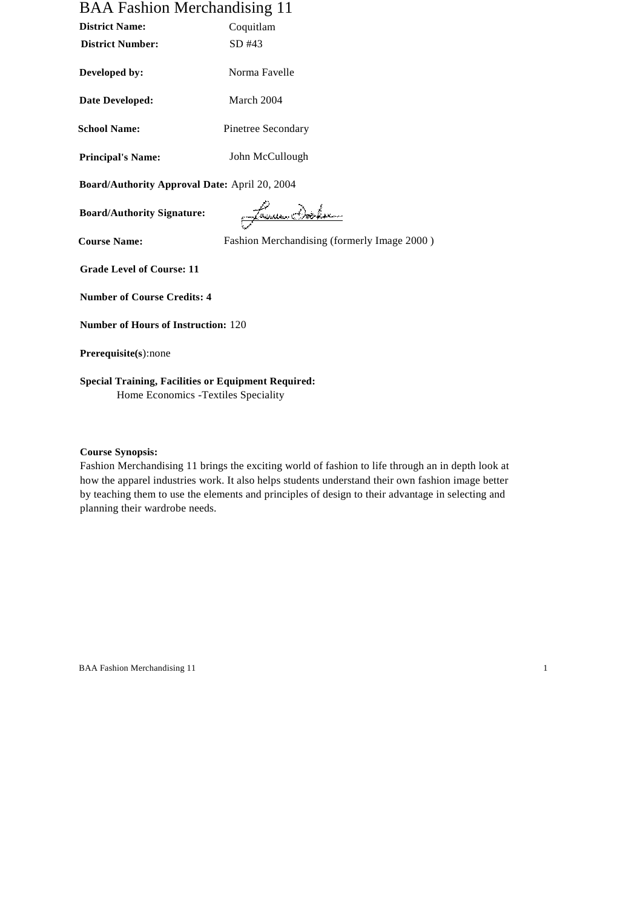# BAA Fashion Merchandising 11

**District Name:** Coquitlam

**District Number:** SD #43

**Developed by:** Norma Favelle

**Date Developed:** March 2004

**School Name:** Pinetree Secondary

**Principal's Name:** John McCullough

**Board/Authority Approval Date:** April 20, 2004

**Board/Authority Signature:**

**Course Name:** Fashion Merchandising (formerly Image 2000 )

**Grade Level of Course: 11**

**Number of Course Credits: 4**

**Number of Hours of Instruction:** 120

**Prerequisite(s)**:none

**Special Training, Facilities or Equipment Required:**
Home Economics -Textiles Speciality

**Course Synopsis:**
Fashion Merchandising 11 brings the exciting world of fashion to life through an in depth look at how the apparel industries work. It also helps students understand their own fashion image better by teaching them to use the elements and principles of design to their advantage in selecting and planning their wardrobe needs.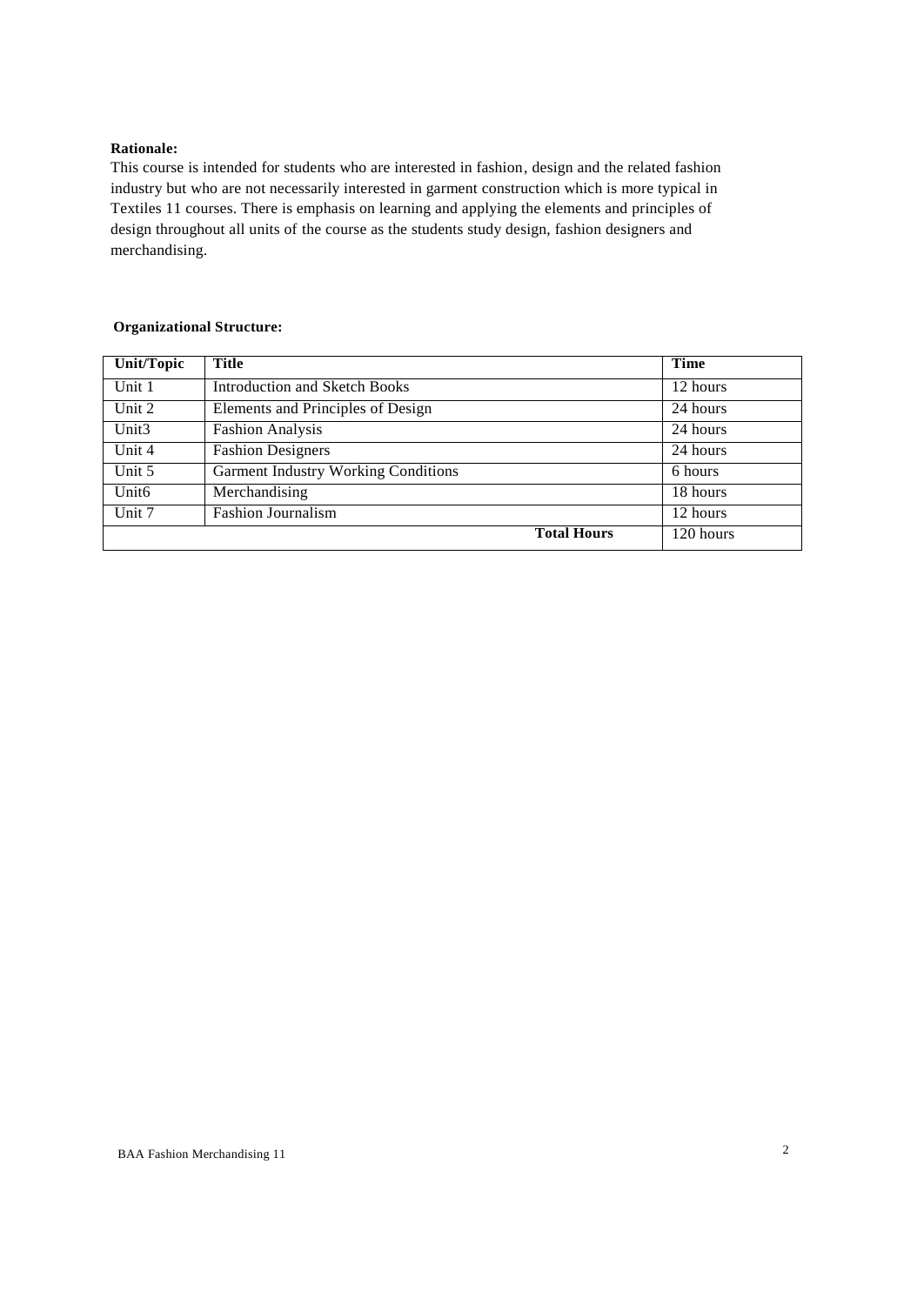**Rationale:**

This course is intended for students who are interested in fashion, design and the related fashion industry but who are not necessarily interested in garment construction which is more typical in Textiles 11 courses. There is emphasis on learning and applying the elements and principles of design throughout all units of the course as the students study design, fashion designers and merchandising.

**Organizational Structure:**

| Unit/Topic | Title | Time |
|---|---|---|
| Unit 1 | Introduction and Sketch Books | 12 hours |
| Unit 2 | Elements and Principles of Design | 24 hours |
| Unit3 | Fashion Analysis | 24 hours |
| Unit 4 | Fashion Designers | 24 hours |
| Unit 5 | Garment Industry Working Conditions | 6 hours |
| Unit6 | Merchandising | 18 hours |
| Unit 7 | Fashion Journalism | 12 hours |
| | **Total Hours** | 120 hours |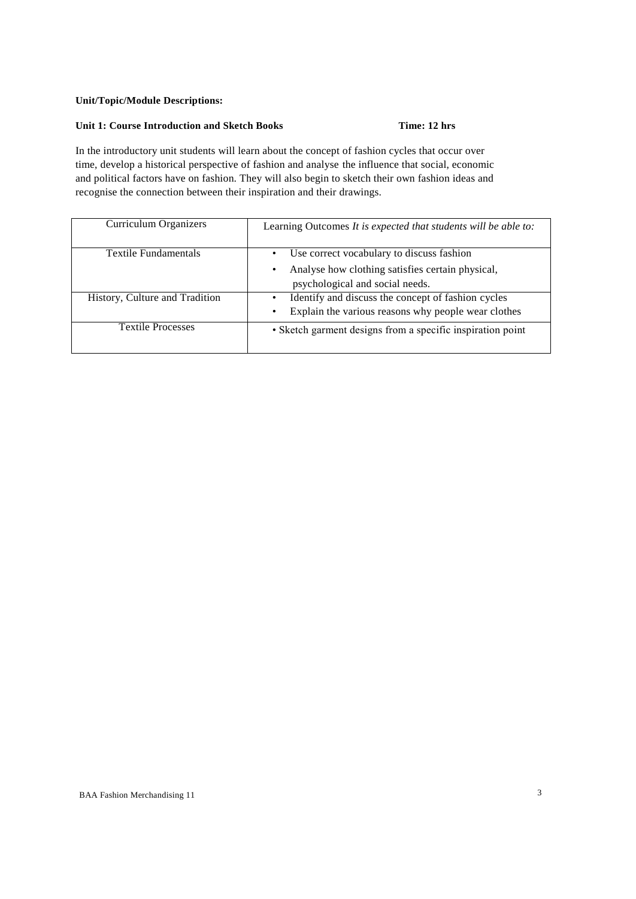**Unit/Topic/Module Descriptions:**

**Unit 1: Course Introduction and Sketch Books** **Time: 12 hrs**

In the introductory unit students will learn about the concept of fashion cycles that occur over time, develop a historical perspective of fashion and analyse the influence that social, economic and political factors have on fashion. They will also begin to sketch their own fashion ideas and recognise the connection between their inspiration and their drawings.

| Curriculum Organizers | Learning Outcomes *It is expected that students will be able to:* |
|---|---|
| Textile Fundamentals | • Use correct vocabulary to discuss fashion<br>• Analyse how clothing satisfies certain physical, psychological and social needs. |
| History, Culture and Tradition | • Identify and discuss the concept of fashion cycles<br>• Explain the various reasons why people wear clothes |
| Textile Processes | • Sketch garment designs from a specific inspiration point |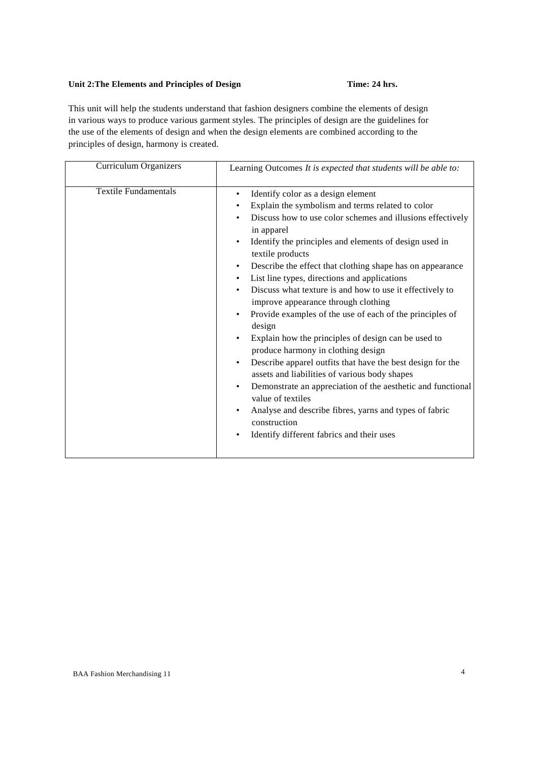**Unit 2:The Elements and Principles of Design** **Time: 24 hrs.**

This unit will help the students understand that fashion designers combine the elements of design in various ways to produce various garment styles. The principles of design are the guidelines for the use of the elements of design and when the design elements are combined according to the principles of design, harmony is created.

| Curriculum Organizers | Learning Outcomes *It is expected that students will be able to:* |
|---|---|
| Textile Fundamentals | • Identify color as a design element<br>• Explain the symbolism and terms related to color<br>• Discuss how to use color schemes and illusions effectively in apparel<br>• Identify the principles and elements of design used in textile products<br>• Describe the effect that clothing shape has on appearance<br>• List line types, directions and applications<br>• Discuss what texture is and how to use it effectively to improve appearance through clothing<br>• Provide examples of the use of each of the principles of design<br>• Explain how the principles of design can be used to produce harmony in clothing design<br>• Describe apparel outfits that have the best design for the assets and liabilities of various body shapes<br>• Demonstrate an appreciation of the aesthetic and functional value of textiles<br>• Analyse and describe fibres, yarns and types of fabric construction<br>• Identify different fabrics and their uses |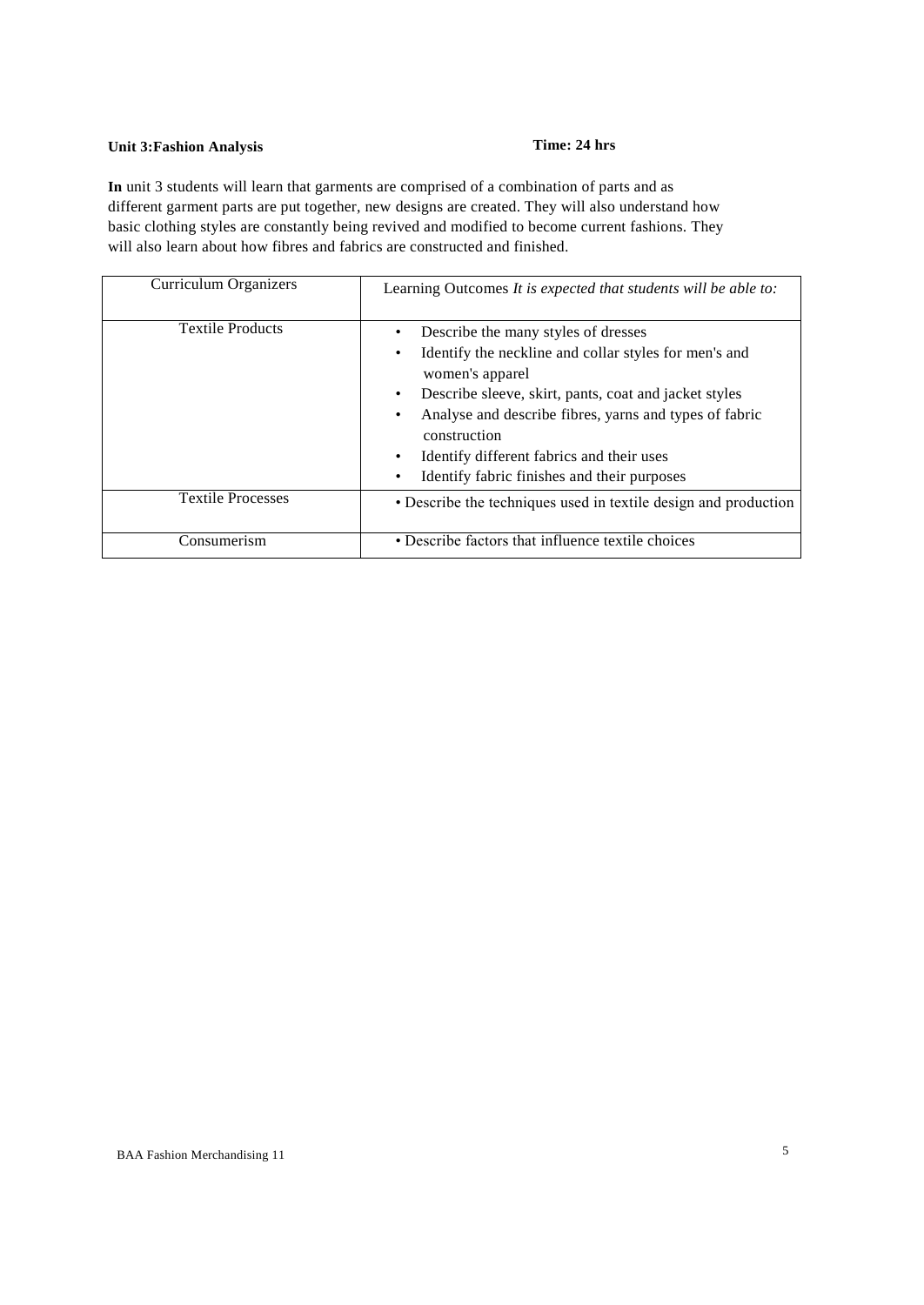**Unit 3:Fashion Analysis** **Time: 24 hrs**

**In** unit 3 students will learn that garments are comprised of a combination of parts and as different garment parts are put together, new designs are created. They will also understand how basic clothing styles are constantly being revived and modified to become current fashions. They will also learn about how fibres and fabrics are constructed and finished.

| Curriculum Organizers | Learning Outcomes *It is expected that students will be able to:* |
|---|---|
| Textile Products | • Describe the many styles of dresses<br>• Identify the neckline and collar styles for men's and women's apparel<br>• Describe sleeve, skirt, pants, coat and jacket styles<br>• Analyse and describe fibres, yarns and types of fabric construction<br>• Identify different fabrics and their uses<br>• Identify fabric finishes and their purposes |
| Textile Processes | • Describe the techniques used in textile design and production |
| Consumerism | • Describe factors that influence textile choices |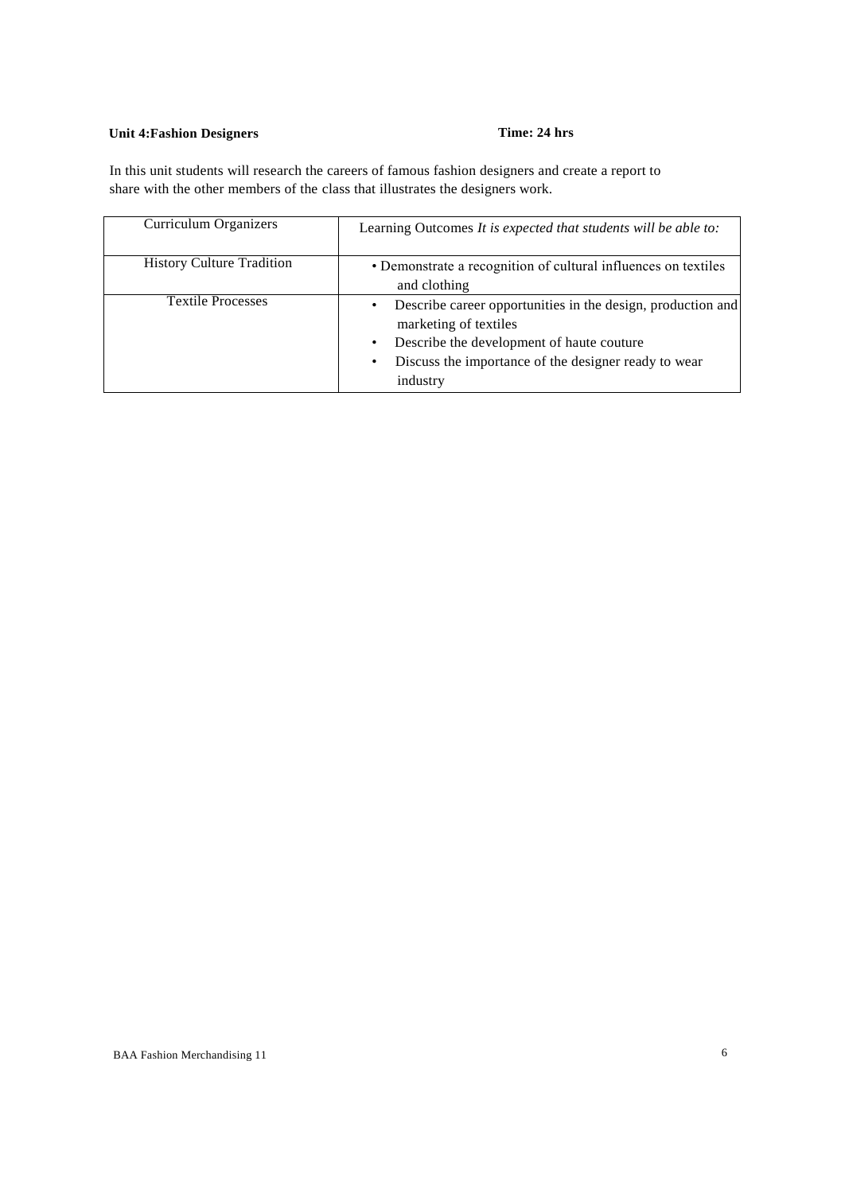**Unit 4:Fashion Designers** **Time: 24 hrs**

In this unit students will research the careers of famous fashion designers and create a report to share with the other members of the class that illustrates the designers work.

| Curriculum Organizers | Learning Outcomes *It is expected that students will be able to:* |
|---|---|
| History Culture Tradition | • Demonstrate a recognition of cultural influences on textiles and clothing |
| Textile Processes | • Describe career opportunities in the design, production and marketing of textiles<br>• Describe the development of haute couture<br>• Discuss the importance of the designer ready to wear industry |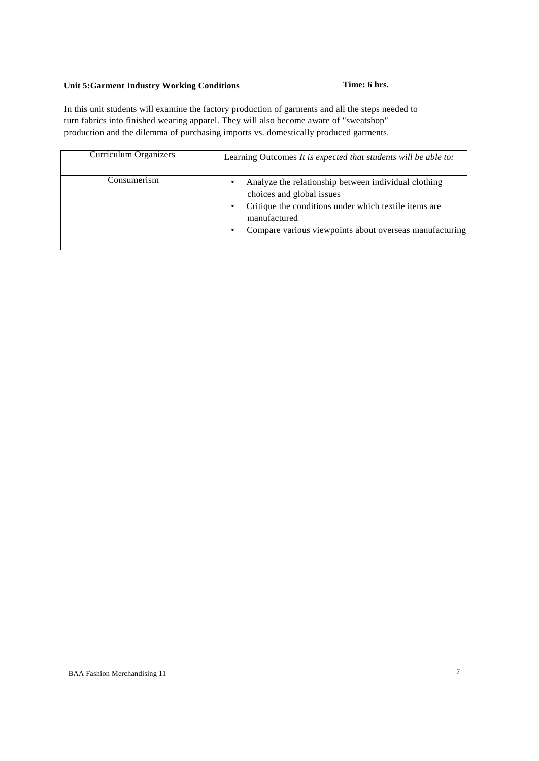## Unit 5: Garment Industry Working Conditions

**Time: 6 hrs.**

In this unit students will examine the factory production of garments and all the steps needed to turn fabrics into finished wearing apparel. They will also become aware of "sweatshop" production and the dilemma of purchasing imports vs. domestically produced garments.

| Curriculum Organizers | Learning Outcomes *It is expected that students will be able to:* |
|---|---|
| Consumerism | • Analyze the relationship between individual clothing choices and global issues<br>• Critique the conditions under which textile items are manufactured<br>• Compare various viewpoints about overseas manufacturing |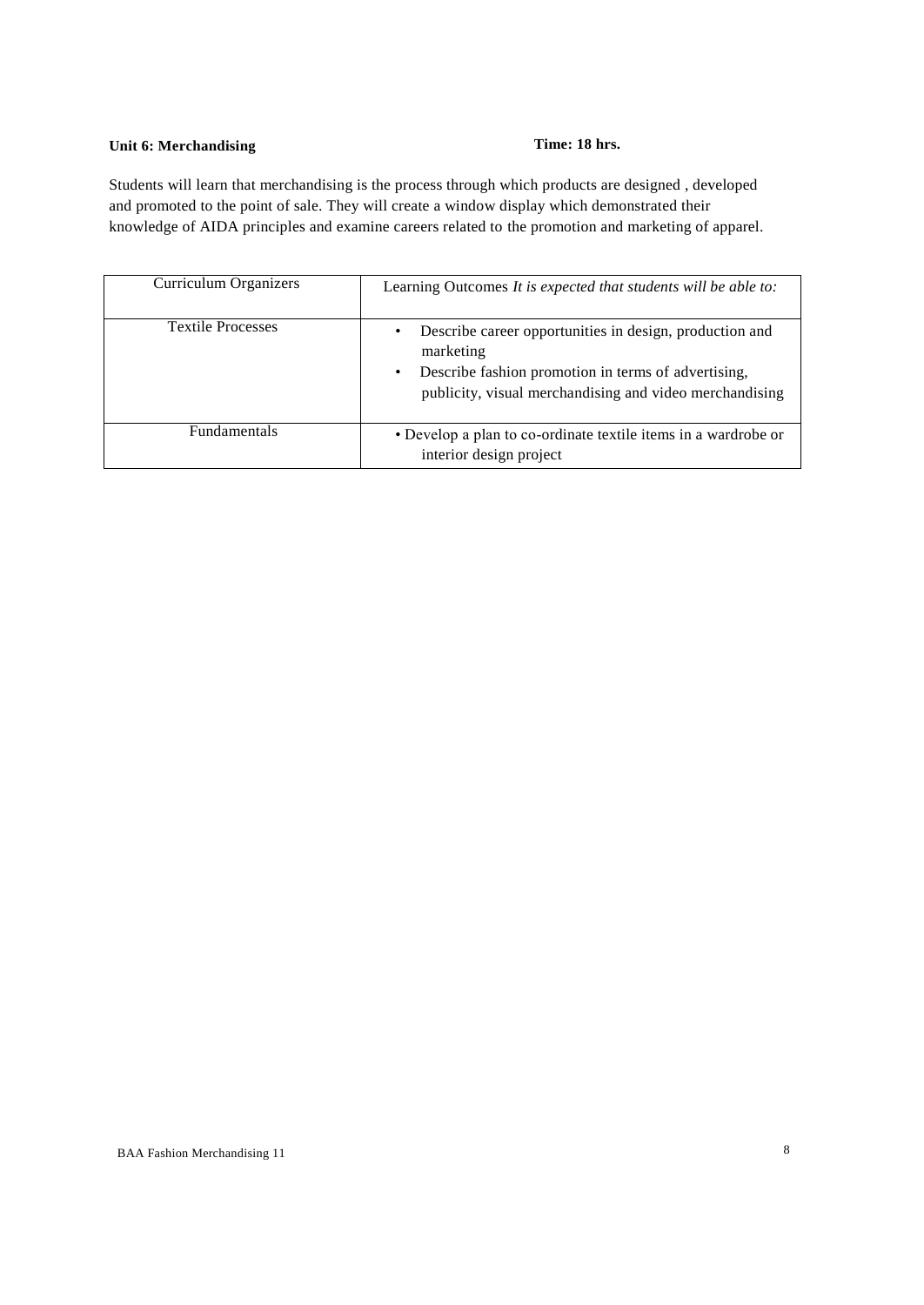**Unit 6: Merchandising** **Time: 18 hrs.**

Students will learn that merchandising is the process through which products are designed , developed and promoted to the point of sale. They will create a window display which demonstrated their knowledge of AIDA principles and examine careers related to the promotion and marketing of apparel.

| Curriculum Organizers | Learning Outcomes *It is expected that students will be able to:* |
| --- | --- |
| Textile Processes | • Describe career opportunities in design, production and marketing<br>• Describe fashion promotion in terms of advertising, publicity, visual merchandising and video merchandising |
| Fundamentals | • Develop a plan to co-ordinate textile items in a wardrobe or interior design project |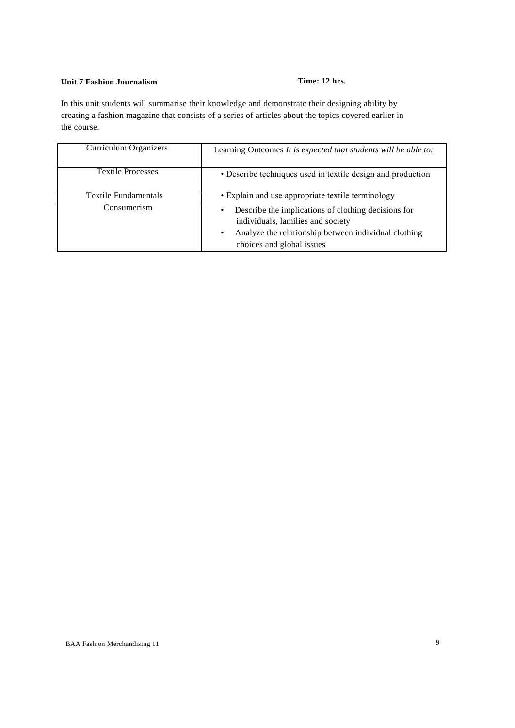**Unit 7 Fashion Journalism** **Time: 12 hrs.**

In this unit students will summarise their knowledge and demonstrate their designing ability by creating a fashion magazine that consists of a series of articles about the topics covered earlier in the course.

| Curriculum Organizers | Learning Outcomes *It is expected that students will be able to:* |
|---|---|
| Textile Processes | • Describe techniques used in textile design and production |
| Textile Fundamentals | • Explain and use appropriate textile terminology |
| Consumerism | • Describe the implications of clothing decisions for individuals, lamilies and society<br>• Analyze the relationship between individual clothing choices and global issues |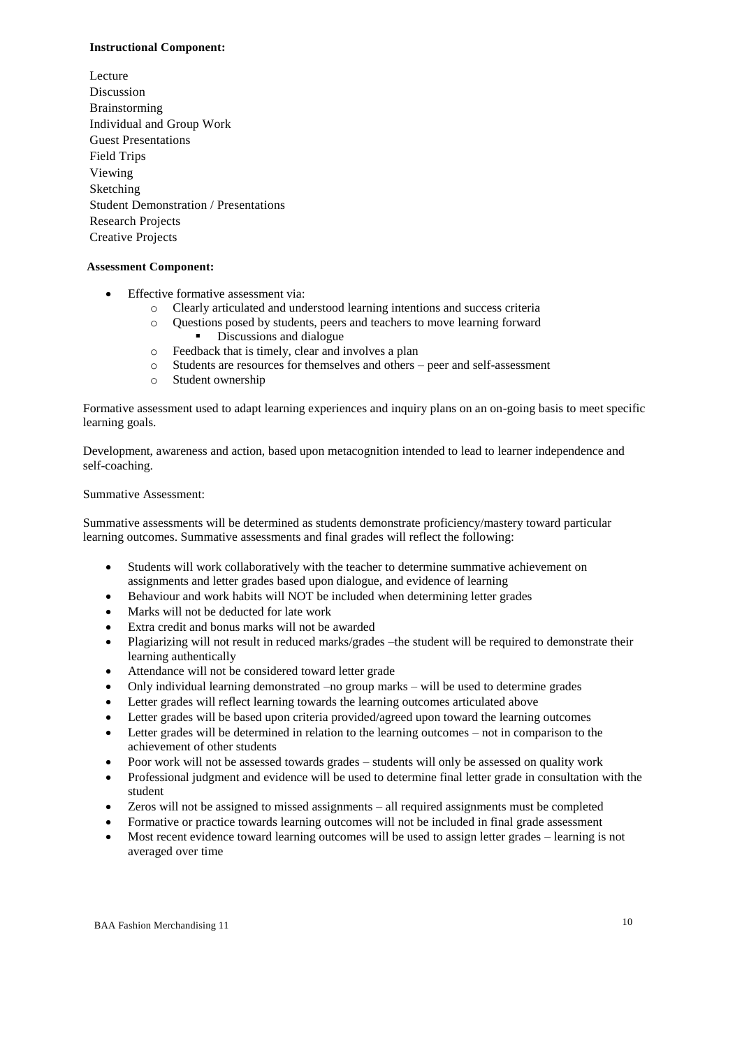**Instructional Component:**

Lecture
Discussion
Brainstorming
Individual and Group Work
Guest Presentations
Field Trips
Viewing
Sketching
Student Demonstration / Presentations
Research Projects
Creative Projects

**Assessment Component:**

- Effective formative assessment via:
  - Clearly articulated and understood learning intentions and success criteria
  - Questions posed by students, peers and teachers to move learning forward
    - Discussions and dialogue
  - Feedback that is timely, clear and involves a plan
  - Students are resources for themselves and others – peer and self-assessment
  - Student ownership

Formative assessment used to adapt learning experiences and inquiry plans on an on-going basis to meet specific learning goals.

Development, awareness and action, based upon metacognition intended to lead to learner independence and self-coaching.

Summative Assessment:

Summative assessments will be determined as students demonstrate proficiency/mastery toward particular learning outcomes. Summative assessments and final grades will reflect the following:

- Students will work collaboratively with the teacher to determine summative achievement on assignments and letter grades based upon dialogue, and evidence of learning
- Behaviour and work habits will NOT be included when determining letter grades
- Marks will not be deducted for late work
- Extra credit and bonus marks will not be awarded
- Plagiarizing will not result in reduced marks/grades –the student will be required to demonstrate their learning authentically
- Attendance will not be considered toward letter grade
- Only individual learning demonstrated –no group marks – will be used to determine grades
- Letter grades will reflect learning towards the learning outcomes articulated above
- Letter grades will be based upon criteria provided/agreed upon toward the learning outcomes
- Letter grades will be determined in relation to the learning outcomes – not in comparison to the achievement of other students
- Poor work will not be assessed towards grades – students will only be assessed on quality work
- Professional judgment and evidence will be used to determine final letter grade in consultation with the student
- Zeros will not be assigned to missed assignments – all required assignments must be completed
- Formative or practice towards learning outcomes will not be included in final grade assessment
- Most recent evidence toward learning outcomes will be used to assign letter grades – learning is not averaged over time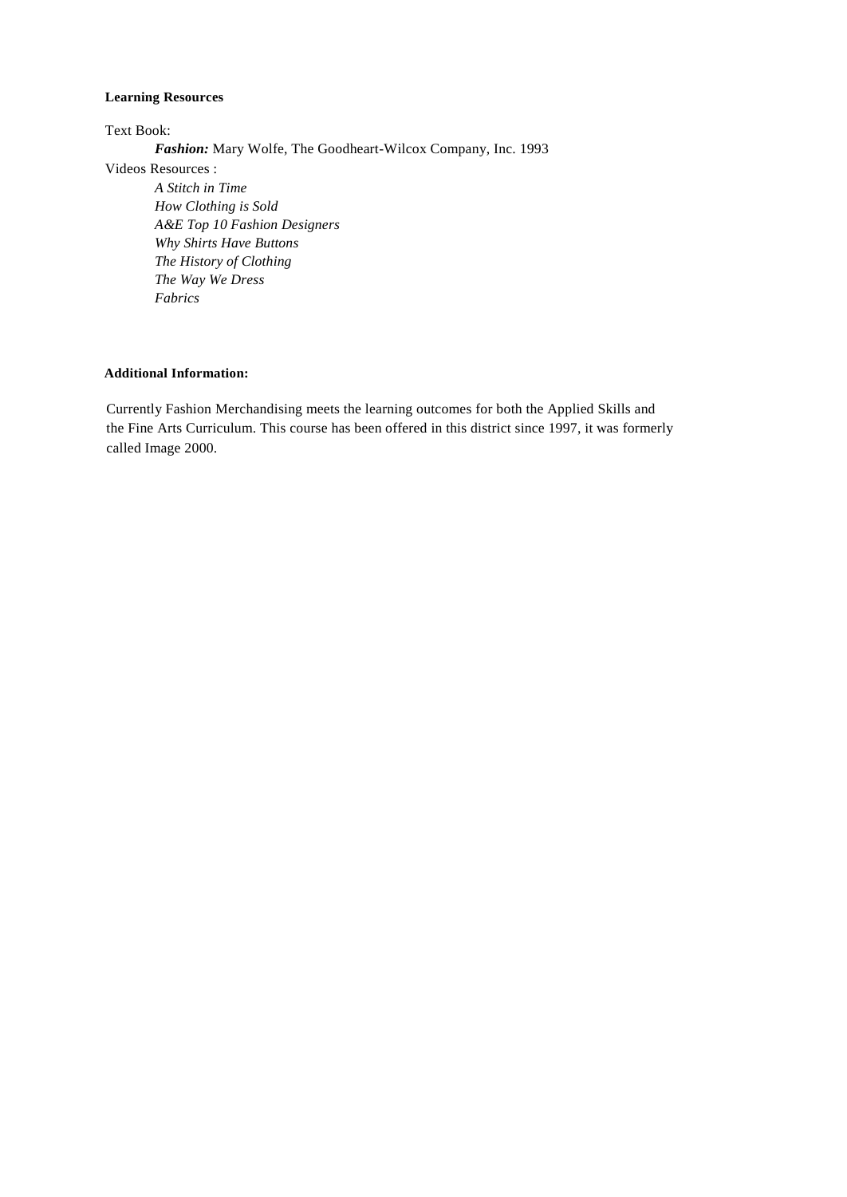**Learning Resources**

Text Book:

***Fashion:*** Mary Wolfe, The Goodheart-Wilcox Company, Inc. 1993

Videos Resources :

*A Stitch in Time*
*How Clothing is Sold*
*A&E Top 10 Fashion Designers*
*Why Shirts Have Buttons*
*The History of Clothing*
*The Way We Dress*
*Fabrics*

**Additional Information:**

Currently Fashion Merchandising meets the learning outcomes for both the Applied Skills and the Fine Arts Curriculum. This course has been offered in this district since 1997, it was formerly called Image 2000.